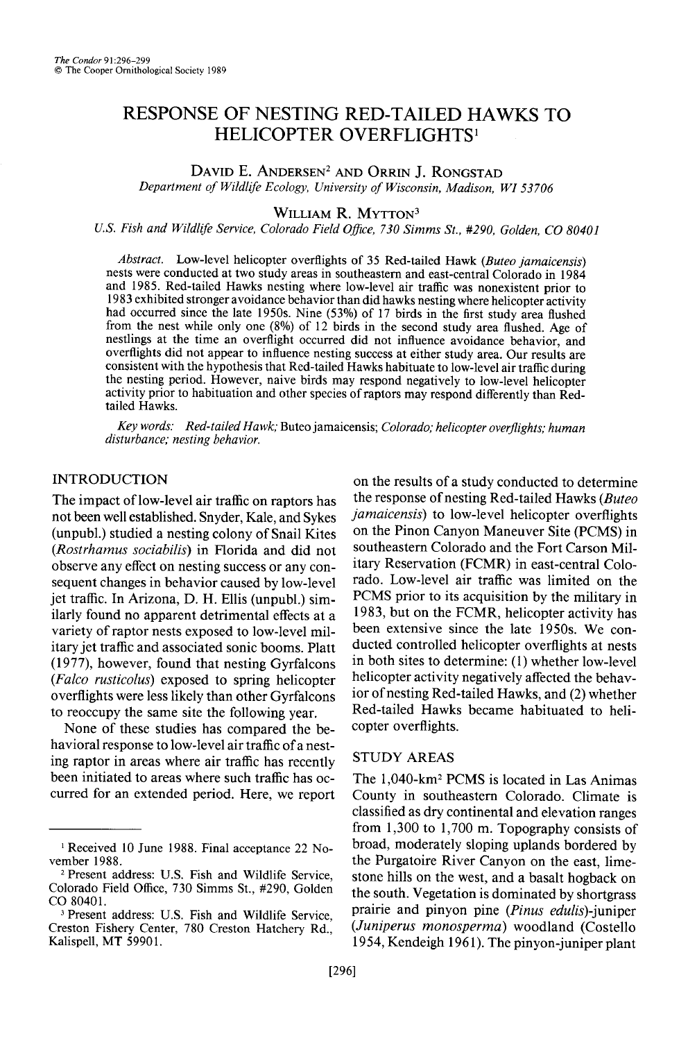# RESPONSE OF NESTING RED-TAILED HAWKS TO HELICOPTER OVERFLIGHTS[1]

DAVID E. ANDERSEN[2] AND ORRIN J. RONGSTAD

*Department of Wildlife Ecology, University of Wisconsin, Madison, WI 53706*

WILLIAM R. MYTTON[3]

*U.S. Fish and Wildlife Service, Colorado Field Office, 730 Simms St., #290, Golden, CO 80401*

*Abstract.* Low-level helicopter overflights of 35 Red-tailed Hawk (*Buteo jamaicensis*) nests were conducted at two study areas in southeastern and east-central Colorado in 1984 and 1985. Red-tailed Hawks nesting where low-level air traffic was nonexistent prior to 1983 exhibited stronger avoidance behavior than did hawks nesting where helicopter activity had occurred since the late 1950s. Nine (53%) of 17 birds in the first study area flushed from the nest while only one (8%) of 12 birds in the second study area flushed. Age of nestlings at the time an overflight occurred did not influence avoidance behavior, and overflights did not appear to influence nesting success at either study area. Our results are consistent with the hypothesis that Red-tailed Hawks habituate to low-level air traffic during the nesting period. However, naive birds may respond negatively to low-level helicopter activity prior to habituation and other species of raptors may respond differently than Red-tailed Hawks.

*Key words: Red-tailed Hawk;* Buteo jamaicensis; *Colorado; helicopter overflights; human disturbance; nesting behavior.*

## INTRODUCTION

The impact of low-level air traffic on raptors has not been well established. Snyder, Kale, and Sykes (unpubl.) studied a nesting colony of Snail Kites (*Rostrhamus sociabilis*) in Florida and did not observe any effect on nesting success or any consequent changes in behavior caused by low-level jet traffic. In Arizona, D. H. Ellis (unpubl.) similarly found no apparent detrimental effects at a variety of raptor nests exposed to low-level military jet traffic and associated sonic booms. Platt (1977), however, found that nesting Gyrfalcons (*Falco rusticolus*) exposed to spring helicopter overflights were less likely than other Gyrfalcons to reoccupy the same site the following year.

None of these studies has compared the behavioral response to low-level air traffic of a nesting raptor in areas where air traffic has recently been initiated to areas where such traffic has occurred for an extended period. Here, we report on the results of a study conducted to determine the response of nesting Red-tailed Hawks (*Buteo jamaicensis*) to low-level helicopter overflights on the Pinon Canyon Maneuver Site (PCMS) in southeastern Colorado and the Fort Carson Military Reservation (FCMR) in east-central Colorado. Low-level air traffic was limited on the PCMS prior to its acquisition by the military in 1983, but on the FCMR, helicopter activity has been extensive since the late 1950s. We conducted controlled helicopter overflights at nests in both sites to determine: (1) whether low-level helicopter activity negatively affected the behavior of nesting Red-tailed Hawks, and (2) whether Red-tailed Hawks became habituated to helicopter overflights.

## STUDY AREAS

The 1,040-km² PCMS is located in Las Animas County in southeastern Colorado. Climate is classified as dry continental and elevation ranges from 1,300 to 1,700 m. Topography consists of broad, moderately sloping uplands bordered by the Purgatoire River Canyon on the east, limestone hills on the west, and a basalt hogback on the south. Vegetation is dominated by shortgrass prairie and pinyon pine (*Pinus edulis*)-juniper (*Juniperus monosperma*) woodland (Costello 1954, Kendeigh 1961). The pinyon-juniper plant

---

[1] Received 10 June 1988. Final acceptance 22 November 1988.

[2] Present address: U.S. Fish and Wildlife Service, Colorado Field Office, 730 Simms St., #290, Golden CO 80401.

[3] Present address: U.S. Fish and Wildlife Service, Creston Fishery Center, 780 Creston Hatchery Rd., Kalispell, MT 59901.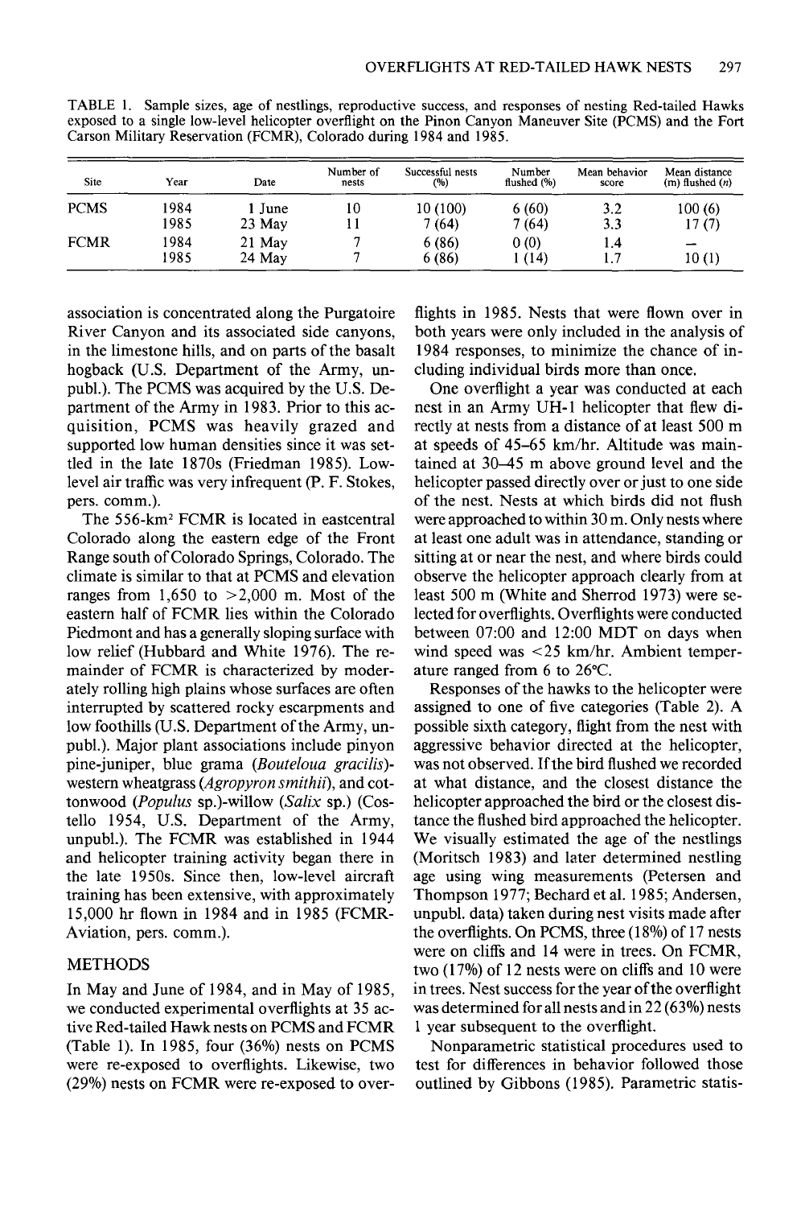TABLE 1. Sample sizes, age of nestlings, reproductive success, and responses of nesting Red-tailed Hawks exposed to a single low-level helicopter overflight on the Pinon Canyon Maneuver Site (PCMS) and the Fort Carson Military Reservation (FCMR), Colorado during 1984 and 1985.

| Site | Year | Date | Number of nests | Successful nests (%) | Number flushed (%) | Mean behavior score | Mean distance (m) flushed (*n*) |
|---|---|---|---|---|---|---|---|
| PCMS | 1984 | 1 June | 10 | 10 (100) | 6 (60) | 3.2 | 100 (6) |
| | 1985 | 23 May | 11 | 7 (64) | 7 (64) | 3.3 | 17 (7) |
| FCMR | 1984 | 21 May | 7 | 6 (86) | 0 (0) | 1.4 | – |
| | 1985 | 24 May | 7 | 6 (86) | 1 (14) | 1.7 | 10 (1) |

association is concentrated along the Purgatoire River Canyon and its associated side canyons, in the limestone hills, and on parts of the basalt hogback (U.S. Department of the Army, unpubl.). The PCMS was acquired by the U.S. Department of the Army in 1983. Prior to this acquisition, PCMS was heavily grazed and supported low human densities since it was settled in the late 1870s (Friedman 1985). Low-level air traffic was very infrequent (P. F. Stokes, pers. comm.).

The 556-km² FCMR is located in eastcentral Colorado along the eastern edge of the Front Range south of Colorado Springs, Colorado. The climate is similar to that at PCMS and elevation ranges from 1,650 to >2,000 m. Most of the eastern half of FCMR lies within the Colorado Piedmont and has a generally sloping surface with low relief (Hubbard and White 1976). The remainder of FCMR is characterized by moderately rolling high plains whose surfaces are often interrupted by scattered rocky escarpments and low foothills (U.S. Department of the Army, unpubl.). Major plant associations include pinyon pine-juniper, blue grama (*Bouteloua gracilis*)-western wheatgrass (*Agropyron smithii*), and cottonwood (*Populus* sp.)-willow (*Salix* sp.) (Costello 1954, U.S. Department of the Army, unpubl.). The FCMR was established in 1944 and helicopter training activity began there in the late 1950s. Since then, low-level aircraft training has been extensive, with approximately 15,000 hr flown in 1984 and in 1985 (FCMR-Aviation, pers. comm.).

## METHODS

In May and June of 1984, and in May of 1985, we conducted experimental overflights at 35 active Red-tailed Hawk nests on PCMS and FCMR (Table 1). In 1985, four (36%) nests on PCMS were re-exposed to overflights. Likewise, two (29%) nests on FCMR were re-exposed to overflights in 1985. Nests that were flown over in both years were only included in the analysis of 1984 responses, to minimize the chance of including individual birds more than once.

One overflight a year was conducted at each nest in an Army UH-1 helicopter that flew directly at nests from a distance of at least 500 m at speeds of 45–65 km/hr. Altitude was maintained at 30–45 m above ground level and the helicopter passed directly over or just to one side of the nest. Nests at which birds did not flush were approached to within 30 m. Only nests where at least one adult was in attendance, standing or sitting at or near the nest, and where birds could observe the helicopter approach clearly from at least 500 m (White and Sherrod 1973) were selected for overflights. Overflights were conducted between 07:00 and 12:00 MDT on days when wind speed was <25 km/hr. Ambient temperature ranged from 6 to 26°C.

Responses of the hawks to the helicopter were assigned to one of five categories (Table 2). A possible sixth category, flight from the nest with aggressive behavior directed at the helicopter, was not observed. If the bird flushed we recorded at what distance, and the closest distance the helicopter approached the bird or the closest distance the flushed bird approached the helicopter. We visually estimated the age of the nestlings (Moritsch 1983) and later determined nestling age using wing measurements (Petersen and Thompson 1977; Bechard et al. 1985; Andersen, unpubl. data) taken during nest visits made after the overflights. On PCMS, three (18%) of 17 nests were on cliffs and 14 were in trees. On FCMR, two (17%) of 12 nests were on cliffs and 10 were in trees. Nest success for the year of the overflight was determined for all nests and in 22 (63%) nests 1 year subsequent to the overflight.

Nonparametric statistical procedures used to test for differences in behavior followed those outlined by Gibbons (1985). Parametric statis-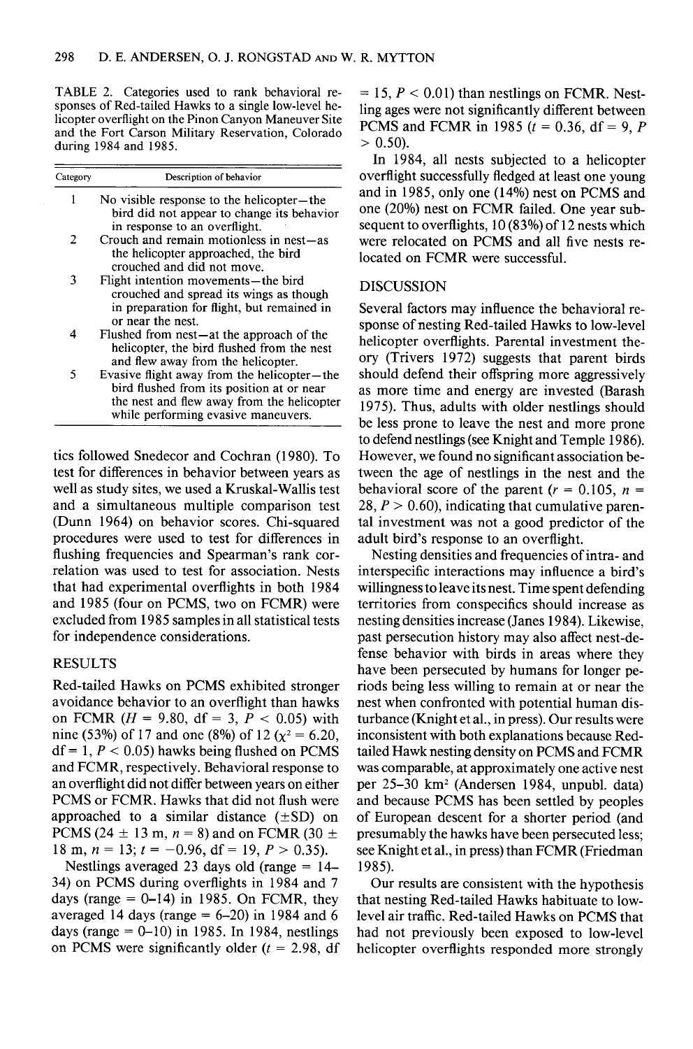TABLE 2. Categories used to rank behavioral responses of Red-tailed Hawks to a single low-level helicopter overflight on the Pinon Canyon Maneuver Site and the Fort Carson Military Reservation, Colorado during 1984 and 1985.

| Category | Description of behavior |
|---|---|
| 1 | No visible response to the helicopter—the bird did not appear to change its behavior in response to an overflight. |
| 2 | Crouch and remain motionless in nest—as the helicopter approached, the bird crouched and did not move. |
| 3 | Flight intention movements—the bird crouched and spread its wings as though in preparation for flight, but remained in or near the nest. |
| 4 | Flushed from nest—at the approach of the helicopter, the bird flushed from the nest and flew away from the helicopter. |
| 5 | Evasive flight away from the helicopter—the bird flushed from its position at or near the nest and flew away from the helicopter while performing evasive maneuvers. |

tics followed Snedecor and Cochran (1980). To test for differences in behavior between years as well as study sites, we used a Kruskal-Wallis test and a simultaneous multiple comparison test (Dunn 1964) on behavior scores. Chi-squared procedures were used to test for differences in flushing frequencies and Spearman's rank correlation was used to test for association. Nests that had experimental overflights in both 1984 and 1985 (four on PCMS, two on FCMR) were excluded from 1985 samples in all statistical tests for independence considerations.

## RESULTS

Red-tailed Hawks on PCMS exhibited stronger avoidance behavior to an overflight than hawks on FCMR ($H = 9.80$, df = 3, $P < 0.05$) with nine (53%) of 17 and one (8%) of 12 ($\chi^2 = 6.20$, df = 1, $P < 0.05$) hawks being flushed on PCMS and FCMR, respectively. Behavioral response to an overflight did not differ between years on either PCMS or FCMR. Hawks that did not flush were approached to a similar distance ($\pm$SD) on PCMS (24 $\pm$ 13 m, $n = 8$) and on FCMR (30 $\pm$ 18 m, $n = 13$; $t = -0.96$, df = 19, $P > 0.35$).

Nestlings averaged 23 days old (range = 14–34) on PCMS during overflights in 1984 and 7 days (range = 0–14) in 1985. On FCMR, they averaged 14 days (range = 6–20) in 1984 and 6 days (range = 0–10) in 1985. In 1984, nestlings on PCMS were significantly older ($t = 2.98$, df = 15, $P < 0.01$) than nestlings on FCMR. Nestling ages were not significantly different between PCMS and FCMR in 1985 ($t = 0.36$, df = 9, $P > 0.50$).

In 1984, all nests subjected to a helicopter overflight successfully fledged at least one young and in 1985, only one (14%) nest on PCMS and one (20%) nest on FCMR failed. One year subsequent to overflights, 10 (83%) of 12 nests which were relocated on PCMS and all five nests relocated on FCMR were successful.

## DISCUSSION

Several factors may influence the behavioral response of nesting Red-tailed Hawks to low-level helicopter overflights. Parental investment theory (Trivers 1972) suggests that parent birds should defend their offspring more aggressively as more time and energy are invested (Barash 1975). Thus, adults with older nestlings should be less prone to leave the nest and more prone to defend nestlings (see Knight and Temple 1986). However, we found no significant association between the age of nestlings in the nest and the behavioral score of the parent ($r = 0.105$, $n = 28$, $P > 0.60$), indicating that cumulative parental investment was not a good predictor of the adult bird's response to an overflight.

Nesting densities and frequencies of intra- and interspecific interactions may influence a bird's willingness to leave its nest. Time spent defending territories from conspecifics should increase as nesting densities increase (Janes 1984). Likewise, past persecution history may also affect nest-defense behavior with birds in areas where they have been persecuted by humans for longer periods being less willing to remain at or near the nest when confronted with potential human disturbance (Knight et al., in press). Our results were inconsistent with both explanations because Red-tailed Hawk nesting density on PCMS and FCMR was comparable, at approximately one active nest per 25–30 km$^2$ (Andersen 1984, unpubl. data) and because PCMS has been settled by peoples of European descent for a shorter period (and presumably the hawks have been persecuted less; see Knight et al., in press) than FCMR (Friedman 1985).

Our results are consistent with the hypothesis that nesting Red-tailed Hawks habituate to low-level air traffic. Red-tailed Hawks on PCMS that had not previously been exposed to low-level helicopter overflights responded more strongly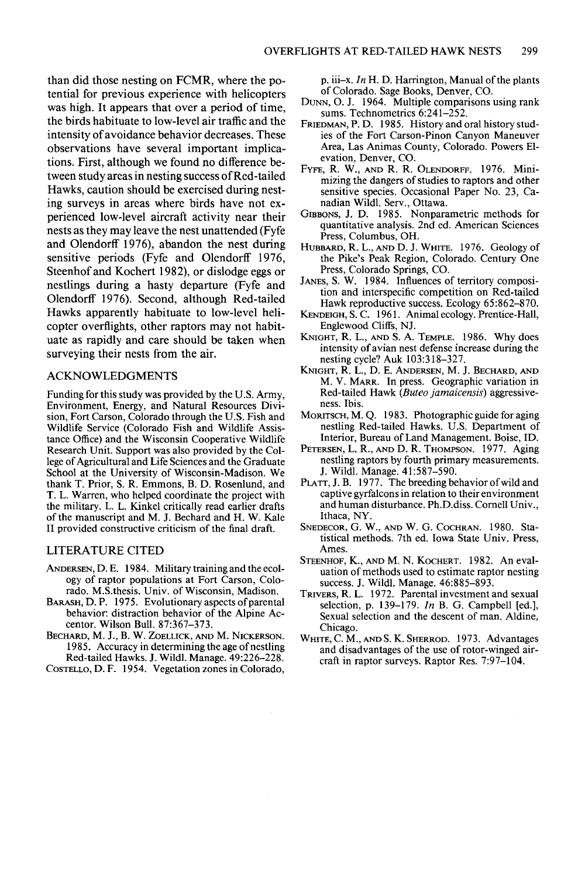than did those nesting on FCMR, where the potential for previous experience with helicopters was high. It appears that over a period of time, the birds habituate to low-level air traffic and the intensity of avoidance behavior decreases. These observations have several important implications. First, although we found no difference between study areas in nesting success of Red-tailed Hawks, caution should be exercised during nesting surveys in areas where birds have not experienced low-level aircraft activity near their nests as they may leave the nest unattended (Fyfe and Olendorff 1976), abandon the nest during sensitive periods (Fyfe and Olendorff 1976, Steenhof and Kochert 1982), or dislodge eggs or nestlings during a hasty departure (Fyfe and Olendorff 1976). Second, although Red-tailed Hawks apparently habituate to low-level helicopter overflights, other raptors may not habituate as rapidly and care should be taken when surveying their nests from the air.

## ACKNOWLEDGMENTS

Funding for this study was provided by the U.S. Army, Environment, Energy, and Natural Resources Division, Fort Carson, Colorado through the U.S. Fish and Wildlife Service (Colorado Fish and Wildlife Assistance Office) and the Wisconsin Cooperative Wildlife Research Unit. Support was also provided by the College of Agricultural and Life Sciences and the Graduate School at the University of Wisconsin-Madison. We thank T. Prior, S. R. Emmons, B. D. Rosenlund, and T. L. Warren, who helped coordinate the project with the military. L. L. Kinkel critically read earlier drafts of the manuscript and M. J. Bechard and H. W. Kale II provided constructive criticism of the final draft.

## LITERATURE CITED

ANDERSEN, D. E. 1984. Military training and the ecology of raptor populations at Fort Carson, Colorado. M.S.thesis. Univ. of Wisconsin, Madison.

BARASH, D. P. 1975. Evolutionary aspects of parental behavior: distraction behavior of the Alpine Accentor. Wilson Bull. 87:367–373.

BECHARD, M. J., B. W. ZOELLICK, AND M. NICKERSON. 1985. Accuracy in determining the age of nestling Red-tailed Hawks. J. Wildl. Manage. 49:226–228.

COSTELLO, D. F. 1954. Vegetation zones in Colorado, p. iii–x. *In* H. D. Harrington, Manual of the plants of Colorado. Sage Books, Denver, CO.

DUNN, O. J. 1964. Multiple comparisons using rank sums. Technometrics 6:241–252.

FRIEDMAN, P. D. 1985. History and oral history studies of the Fort Carson-Pinon Canyon Maneuver Area, Las Animas County, Colorado. Powers Elevation, Denver, CO.

FYFE, R. W., AND R. R. OLENDORFF. 1976. Minimizing the dangers of studies to raptors and other sensitive species. Occasional Paper No. 23, Canadian Wildl. Serv., Ottawa.

GIBBONS, J. D. 1985. Nonparametric methods for quantitative analysis. 2nd ed. American Sciences Press, Columbus, OH.

HUBBARD, R. L., AND D. J. WHITE. 1976. Geology of the Pike's Peak Region, Colorado. Century One Press, Colorado Springs, CO.

JANES, S. W. 1984. Influences of territory composition and interspecific competition on Red-tailed Hawk reproductive success. Ecology 65:862–870.

KENDEIGH, S. C. 1961. Animal ecology. Prentice-Hall, Englewood Cliffs, NJ.

KNIGHT, R. L., AND S. A. TEMPLE. 1986. Why does intensity of avian nest defense increase during the nesting cycle? Auk 103:318–327.

KNIGHT, R. L., D. E. ANDERSEN, M. J. BECHARD, AND M. V. MARR. In press. Geographic variation in Red-tailed Hawk (*Buteo jamaicensis*) aggressiveness. Ibis.

MORITSCH, M. Q. 1983. Photographic guide for aging nestling Red-tailed Hawks. U.S. Department of Interior, Bureau of Land Management. Boise, ID.

PETERSEN, L. R., AND D. R. THOMPSON. 1977. Aging nestling raptors by fourth primary measurements. J. Wildl. Manage. 41:587–590.

PLATT, J. B. 1977. The breeding behavior of wild and captive gyrfalcons in relation to their environment and human disturbance. Ph.D.diss. Cornell Univ., Ithaca, NY.

SNEDECOR, G. W., AND W. G. COCHRAN. 1980. Statistical methods. 7th ed. Iowa State Univ. Press, Ames.

STEENHOF, K., AND M. N. KOCHERT. 1982. An evaluation of methods used to estimate raptor nesting success. J. Wildl. Manage. 46:885–893.

TRIVERS, R. L. 1972. Parental investment and sexual selection, p. 139–179. *In* B. G. Campbell [ed.], Sexual selection and the descent of man. Aldine, Chicago.

WHITE, C. M., AND S. K. SHERROD. 1973. Advantages and disadvantages of the use of rotor-winged aircraft in raptor surveys. Raptor Res. 7:97–104.